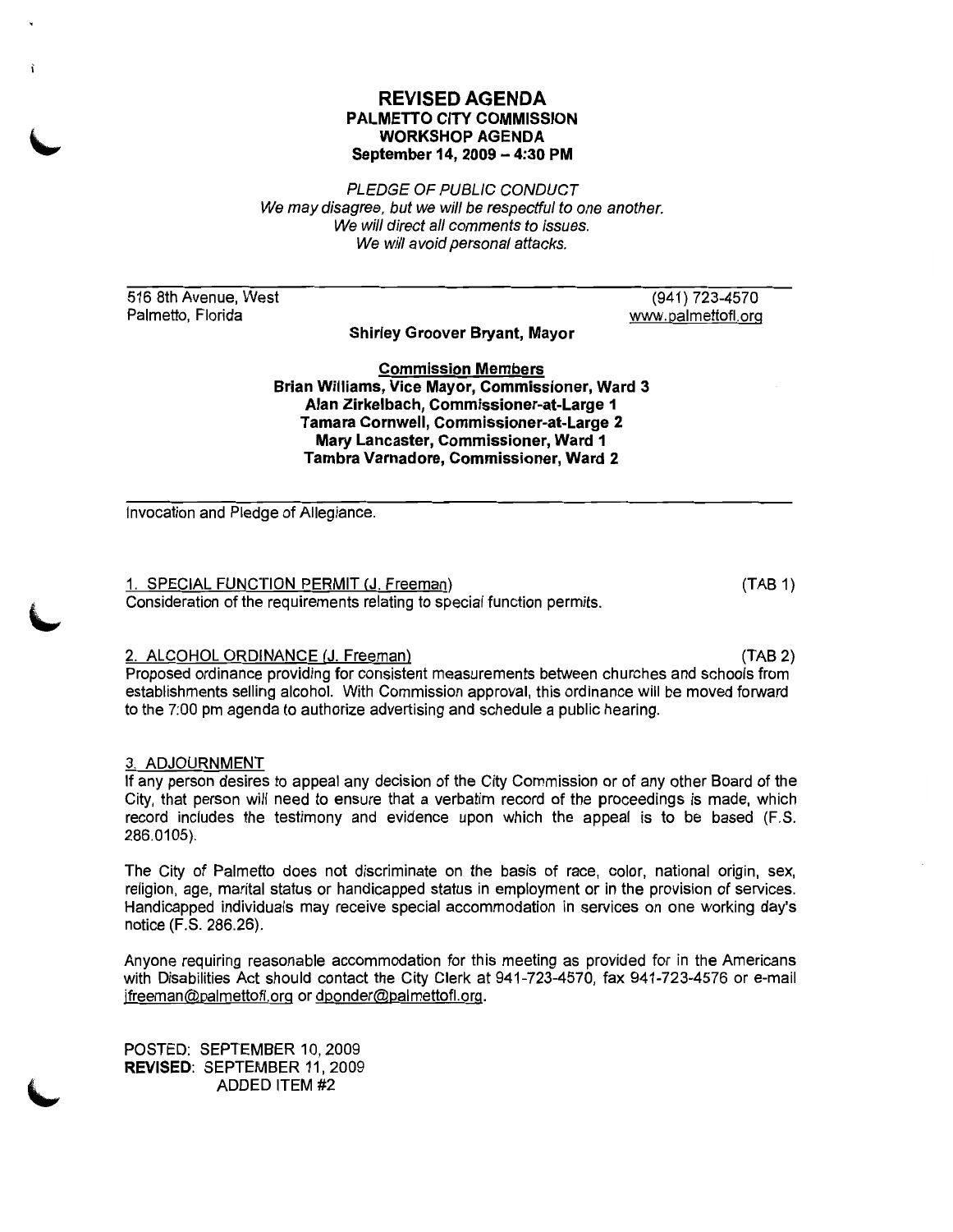# REVISED AGENDA
## PALMETTO CITY COMMISSION
## WORKSHOP AGENDA
## September 14, 2009 – 4:30 PM

*PLEDGE OF PUBLIC CONDUCT*
*We may disagree, but we will be respectful to one another.*
*We will direct all comments to issues.*
*We will avoid personal attacks.*

516 8th Avenue, West
Palmetto, Florida

(941) 723-4570
www.palmettofl.org

**Shirley Groover Bryant, Mayor**

**Commission Members**
**Brian Williams, Vice Mayor, Commissioner, Ward 3**
**Alan Zirkelbach, Commissioner-at-Large 1**
**Tamara Cornwell, Commissioner-at-Large 2**
**Mary Lancaster, Commissioner, Ward 1**
**Tambra Varnadore, Commissioner, Ward 2**

Invocation and Pledge of Allegiance.

1. SPECIAL FUNCTION PERMIT (J. Freeman) (TAB 1)
Consideration of the requirements relating to special function permits.

2. ALCOHOL ORDINANCE (J. Freeman) (TAB 2)
Proposed ordinance providing for consistent measurements between churches and schools from establishments selling alcohol. With Commission approval, this ordinance will be moved forward to the 7:00 pm agenda to authorize advertising and schedule a public hearing.

3. ADJOURNMENT
If any person desires to appeal any decision of the City Commission or of any other Board of the City, that person will need to ensure that a verbatim record of the proceedings is made, which record includes the testimony and evidence upon which the appeal is to be based (F.S. 286.0105).

The City of Palmetto does not discriminate on the basis of race, color, national origin, sex, religion, age, marital status or handicapped status in employment or in the provision of services. Handicapped individuals may receive special accommodation in services on one working day's notice (F.S. 286.26).

Anyone requiring reasonable accommodation for this meeting as provided for in the Americans with Disabilities Act should contact the City Clerk at 941-723-4570, fax 941-723-4576 or e-mail jfreeman@palmettofl.org or dponder@palmettofl.org.

POSTED: SEPTEMBER 10, 2009
**REVISED**: SEPTEMBER 11, 2009
ADDED ITEM #2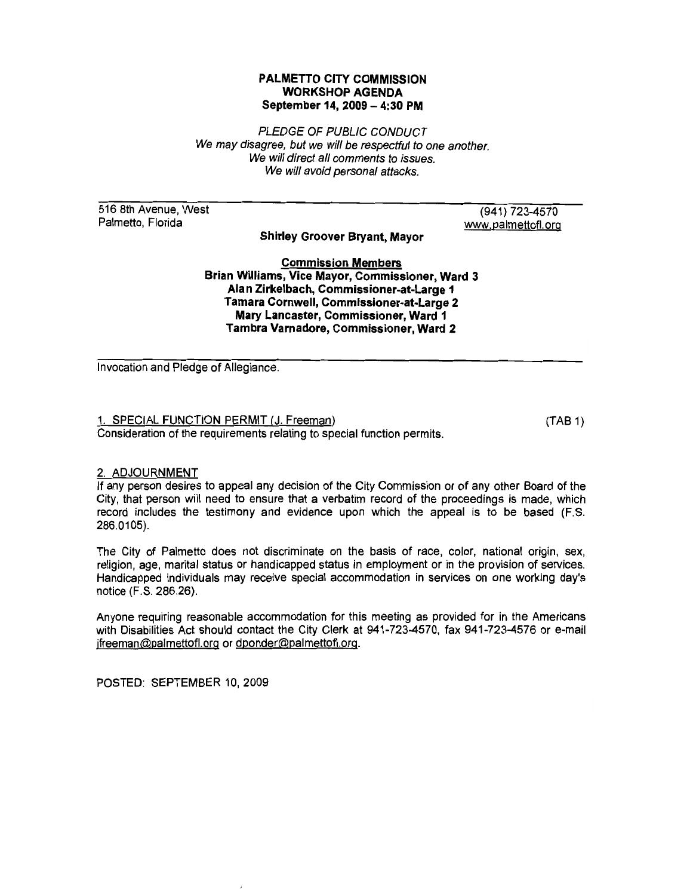# PALMETTO CITY COMMISSION
## WORKSHOP AGENDA
### September 14, 2009 – 4:30 PM

*PLEDGE OF PUBLIC CONDUCT*
*We may disagree, but we will be respectful to one another.*
*We will direct all comments to issues.*
*We will avoid personal attacks.*

516 8th Avenue, West
Palmetto, Florida

(941) 723-4570
www.palmettofl.org

**Shirley Groover Bryant, Mayor**

**Commission Members**
**Brian Williams, Vice Mayor, Commissioner, Ward 3**
**Alan Zirkelbach, Commissioner-at-Large 1**
**Tamara Cornwell, Commissioner-at-Large 2**
**Mary Lancaster, Commissioner, Ward 1**
**Tambra Varnadore, Commissioner, Ward 2**

Invocation and Pledge of Allegiance.

1. SPECIAL FUNCTION PERMIT (J. Freeman) (TAB 1)
Consideration of the requirements relating to special function permits.

2. ADJOURNMENT
If any person desires to appeal any decision of the City Commission or of any other Board of the City, that person will need to ensure that a verbatim record of the proceedings is made, which record includes the testimony and evidence upon which the appeal is to be based (F.S. 286.0105).

The City of Palmetto does not discriminate on the basis of race, color, national origin, sex, religion, age, marital status or handicapped status in employment or in the provision of services. Handicapped individuals may receive special accommodation in services on one working day's notice (F.S. 286.26).

Anyone requiring reasonable accommodation for this meeting as provided for in the Americans with Disabilities Act should contact the City Clerk at 941-723-4570, fax 941-723-4576 or e-mail jfreeman@palmettofl.org or dponder@palmettofl.org.

POSTED: SEPTEMBER 10, 2009